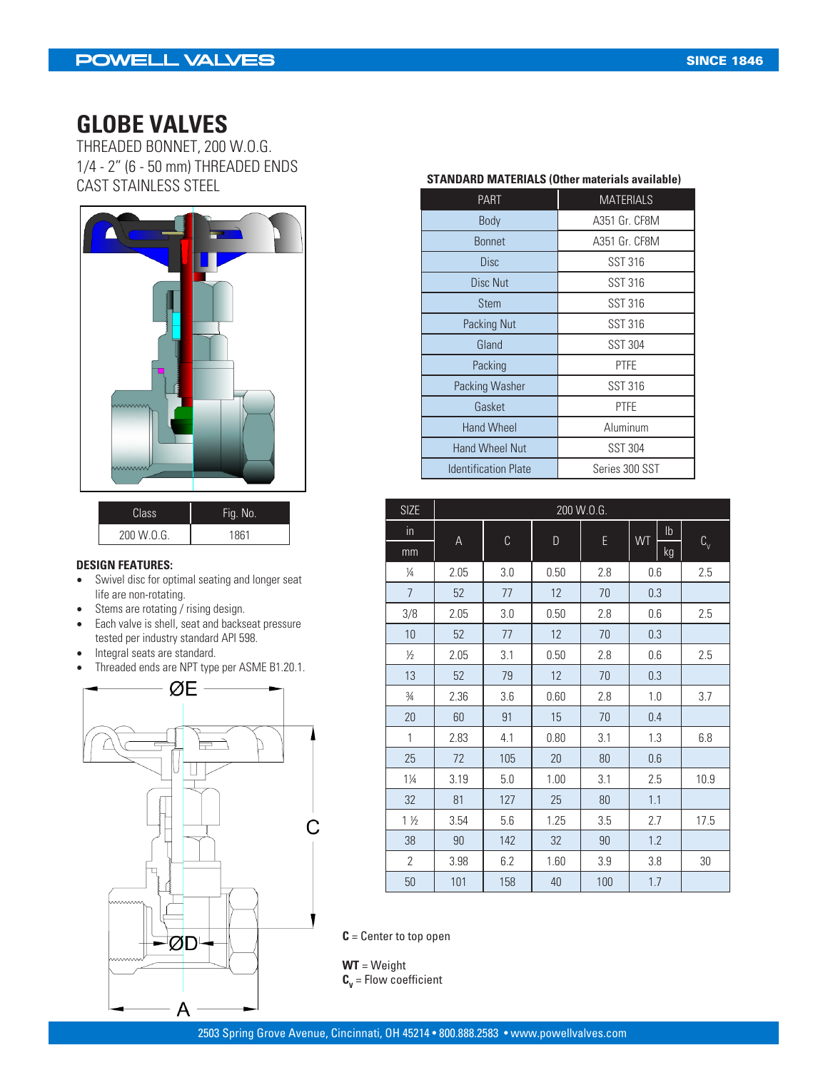# GLOBE VALVES

THREADED BONNET, 200 W.O.G.
1/4 - 2" (6 - 50 mm) THREADED ENDS
CAST STAINLESS STEEL

| Class | Fig. No. |
|---|---|
| 200 W.O.G. | 1861 |

### DESIGN FEATURES:

- Swivel disc for optimal seating and longer seat life are non-rotating.
- Stems are rotating / rising design.
- Each valve is shell, seat and backseat pressure tested per industry standard API 598.
- Integral seats are standard.
- Threaded ends are NPT type per ASME B1.20.1.

### STANDARD MATERIALS (Other materials available)

| PART | MATERIALS |
|---|---|
| Body | A351 Gr. CF8M |
| Bonnet | A351 Gr. CF8M |
| Disc | SST 316 |
| Disc Nut | SST 316 |
| Stem | SST 316 |
| Packing Nut | SST 316 |
| Gland | SST 304 |
| Packing | PTFE |
| Packing Washer | SST 316 |
| Gasket | PTFE |
| Hand Wheel | Aluminum |
| Hand Wheel Nut | SST 304 |
| Identification Plate | Series 300 SST |

| SIZE | 200 W.O.G. | | | | | |
|---|---|---|---|---|---|---|
| in / mm | A | C | D | E | WT lb / kg | $C_v$ |
| ¼ | 2.05 | 3.0 | 0.50 | 2.8 | 0.6 | 2.5 |
| 7 | 52 | 77 | 12 | 70 | 0.3 | |
| 3/8 | 2.05 | 3.0 | 0.50 | 2.8 | 0.6 | 2.5 |
| 10 | 52 | 77 | 12 | 70 | 0.3 | |
| ½ | 2.05 | 3.1 | 0.50 | 2.8 | 0.6 | 2.5 |
| 13 | 52 | 79 | 12 | 70 | 0.3 | |
| ¾ | 2.36 | 3.6 | 0.60 | 2.8 | 1.0 | 3.7 |
| 20 | 60 | 91 | 15 | 70 | 0.4 | |
| 1 | 2.83 | 4.1 | 0.80 | 3.1 | 1.3 | 6.8 |
| 25 | 72 | 105 | 20 | 80 | 0.6 | |
| 1¼ | 3.19 | 5.0 | 1.00 | 3.1 | 2.5 | 10.9 |
| 32 | 81 | 127 | 25 | 80 | 1.1 | |
| 1 ½ | 3.54 | 5.6 | 1.25 | 3.5 | 2.7 | 17.5 |
| 38 | 90 | 142 | 32 | 90 | 1.2 | |
| 2 | 3.98 | 6.2 | 1.60 | 3.9 | 3.8 | 30 |
| 50 | 101 | 158 | 40 | 100 | 1.7 | |

**C** = Center to top open

**WT** = Weight
**$C_v$** = Flow coefficient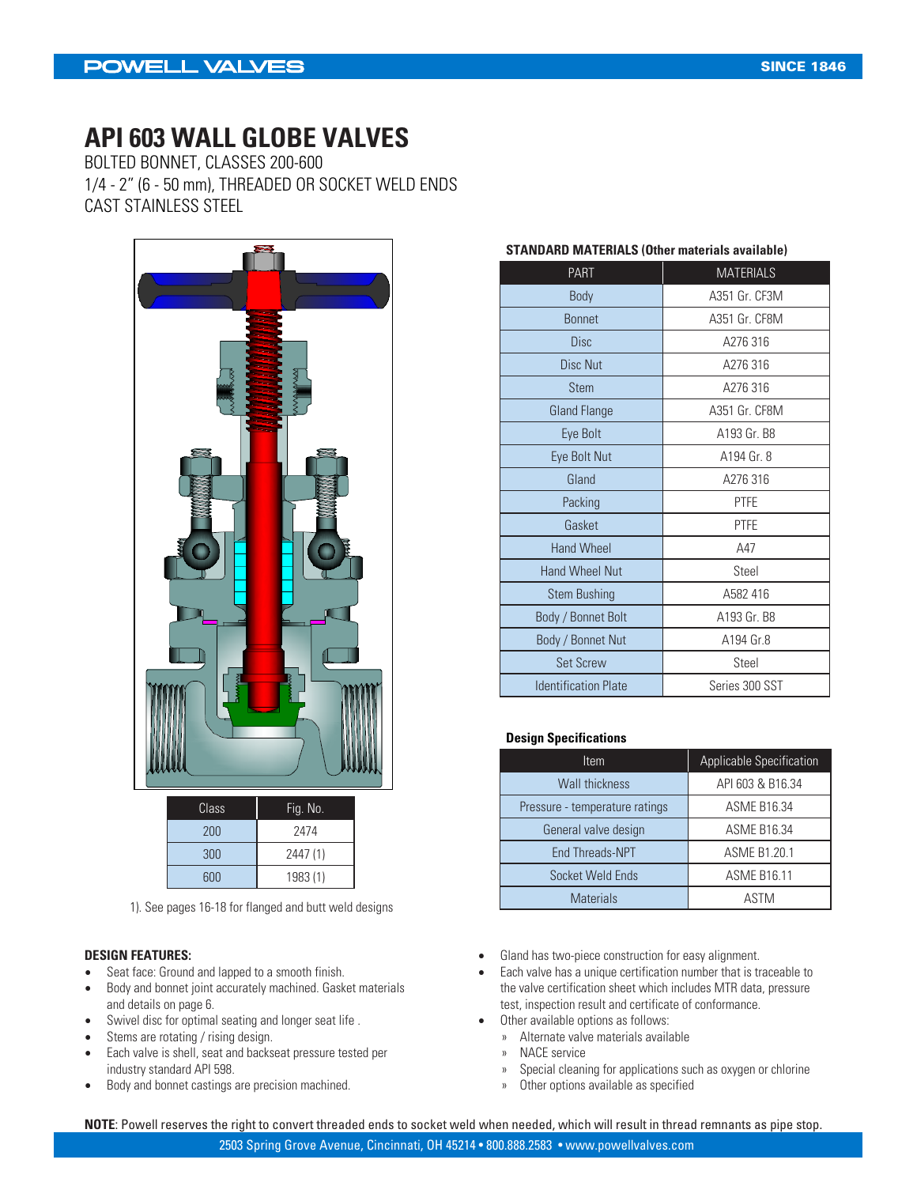# API 603 WALL GLOBE VALVES

BOLTED BONNET, CLASSES 200-600

1/4 - 2" (6 - 50 mm), THREADED OR SOCKET WELD ENDS

CAST STAINLESS STEEL

| Class | Fig. No. |
|---|---|
| 200 | 2474 |
| 300 | 2447 (1) |
| 600 | 1983 (1) |

1). See pages 16-18 for flanged and butt weld designs

**STANDARD MATERIALS (Other materials available)**

| PART | MATERIALS |
|---|---|
| Body | A351 Gr. CF3M |
| Bonnet | A351 Gr. CF8M |
| Disc | A276 316 |
| Disc Nut | A276 316 |
| Stem | A276 316 |
| Gland Flange | A351 Gr. CF8M |
| Eye Bolt | A193 Gr. B8 |
| Eye Bolt Nut | A194 Gr. 8 |
| Gland | A276 316 |
| Packing | PTFE |
| Gasket | PTFE |
| Hand Wheel | A47 |
| Hand Wheel Nut | Steel |
| Stem Bushing | A582 416 |
| Body / Bonnet Bolt | A193 Gr. B8 |
| Body / Bonnet Nut | A194 Gr.8 |
| Set Screw | Steel |
| Identification Plate | Series 300 SST |

**Design Specifications**

| Item | Applicable Specification |
|---|---|
| Wall thickness | API 603 & B16.34 |
| Pressure - temperature ratings | ASME B16.34 |
| General valve design | ASME B16.34 |
| End Threads-NPT | ASME B1.20.1 |
| Socket Weld Ends | ASME B16.11 |
| Materials | ASTM |

**DESIGN FEATURES:**

- Seat face: Ground and lapped to a smooth finish.
- Body and bonnet joint accurately machined. Gasket materials and details on page 6.
- Swivel disc for optimal seating and longer seat life .
- Stems are rotating / rising design.
- Each valve is shell, seat and backseat pressure tested per industry standard API 598.
- Body and bonnet castings are precision machined.
- Gland has two-piece construction for easy alignment.
- Each valve has a unique certification number that is traceable to the valve certification sheet which includes MTR data, pressure test, inspection result and certificate of conformance.
- Other available options as follows:
  - Alternate valve materials available
  - NACE service
  - Special cleaning for applications such as oxygen or chlorine
  - Other options available as specified

**NOTE**: Powell reserves the right to convert threaded ends to socket weld when needed, which will result in thread remnants as pipe stop.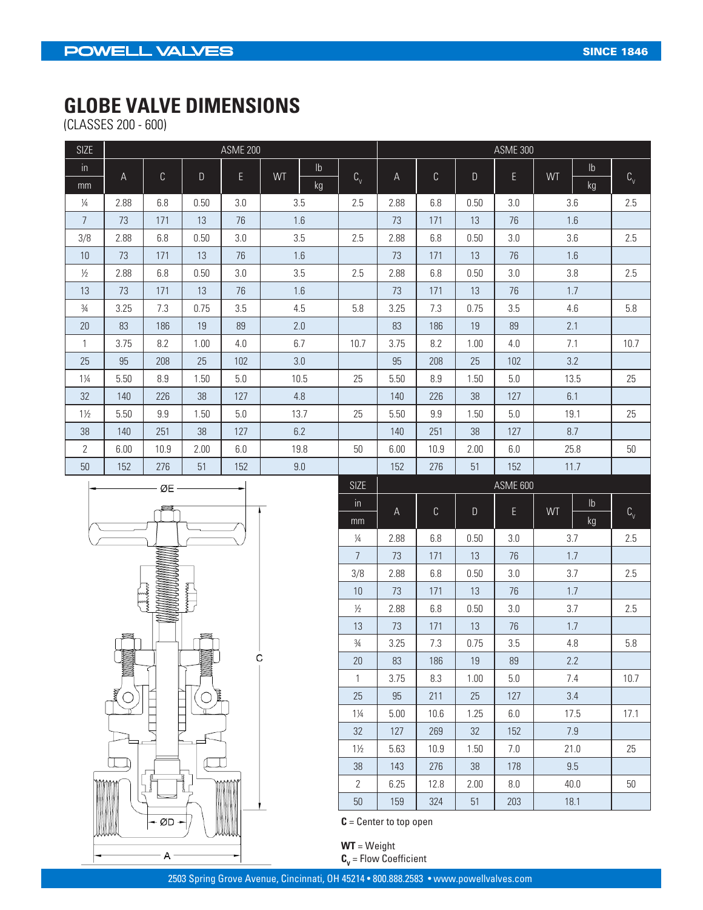# GLOBE VALVE DIMENSIONS

(CLASSES 200 - 600)

| SIZE | ASME 200 | | | | | | ASME 300 | | | | | |
|---|---|---|---|---|---|---|---|---|---|---|---|---|
| in / mm | A | C | D | E | WT lb / kg | $C_v$ | A | C | D | E | WT lb / kg | $C_v$ |
| ¼ | 2.88 | 6.8 | 0.50 | 3.0 | 3.5 | 2.5 | 2.88 | 6.8 | 0.50 | 3.0 | 3.6 | 2.5 |
| 7 | 73 | 171 | 13 | 76 | 1.6 | | 73 | 171 | 13 | 76 | 1.6 | |
| 3/8 | 2.88 | 6.8 | 0.50 | 3.0 | 3.5 | 2.5 | 2.88 | 6.8 | 0.50 | 3.0 | 3.6 | 2.5 |
| 10 | 73 | 171 | 13 | 76 | 1.6 | | 73 | 171 | 13 | 76 | 1.6 | |
| ½ | 2.88 | 6.8 | 0.50 | 3.0 | 3.5 | 2.5 | 2.88 | 6.8 | 0.50 | 3.0 | 3.8 | 2.5 |
| 13 | 73 | 171 | 13 | 76 | 1.6 | | 73 | 171 | 13 | 76 | 1.7 | |
| ¾ | 3.25 | 7.3 | 0.75 | 3.5 | 4.5 | 5.8 | 3.25 | 7.3 | 0.75 | 3.5 | 4.6 | 5.8 |
| 20 | 83 | 186 | 19 | 89 | 2.0 | | 83 | 186 | 19 | 89 | 2.1 | |
| 1 | 3.75 | 8.2 | 1.00 | 4.0 | 6.7 | 10.7 | 3.75 | 8.2 | 1.00 | 4.0 | 7.1 | 10.7 |
| 25 | 95 | 208 | 25 | 102 | 3.0 | | 95 | 208 | 25 | 102 | 3.2 | |
| 1¼ | 5.50 | 8.9 | 1.50 | 5.0 | 10.5 | 25 | 5.50 | 8.9 | 1.50 | 5.0 | 13.5 | 25 |
| 32 | 140 | 226 | 38 | 127 | 4.8 | | 140 | 226 | 38 | 127 | 6.1 | |
| 1½ | 5.50 | 9.9 | 1.50 | 5.0 | 13.7 | 25 | 5.50 | 9.9 | 1.50 | 5.0 | 19.1 | 25 |
| 38 | 140 | 251 | 38 | 127 | 6.2 | | 140 | 251 | 38 | 127 | 8.7 | |
| 2 | 6.00 | 10.9 | 2.00 | 6.0 | 19.8 | 50 | 6.00 | 10.9 | 2.00 | 6.0 | 25.8 | 50 |
| 50 | 152 | 276 | 51 | 152 | 9.0 | | 152 | 276 | 51 | 152 | 11.7 | |

| SIZE | ASME 600 | | | | | |
|---|---|---|---|---|---|---|
| in / mm | A | C | D | E | WT lb / kg | $C_v$ |
| ¼ | 2.88 | 6.8 | 0.50 | 3.0 | 3.7 | 2.5 |
| 7 | 73 | 171 | 13 | 76 | 1.7 | |
| 3/8 | 2.88 | 6.8 | 0.50 | 3.0 | 3.7 | 2.5 |
| 10 | 73 | 171 | 13 | 76 | 1.7 | |
| ½ | 2.88 | 6.8 | 0.50 | 3.0 | 3.7 | 2.5 |
| 13 | 73 | 171 | 13 | 76 | 1.7 | |
| ¾ | 3.25 | 7.3 | 0.75 | 3.5 | 4.8 | 5.8 |
| 20 | 83 | 186 | 19 | 89 | 2.2 | |
| 1 | 3.75 | 8.3 | 1.00 | 5.0 | 7.4 | 10.7 |
| 25 | 95 | 211 | 25 | 127 | 3.4 | |
| 1¼ | 5.00 | 10.6 | 1.25 | 6.0 | 17.5 | 17.1 |
| 32 | 127 | 269 | 32 | 152 | 7.9 | |
| 1½ | 5.63 | 10.9 | 1.50 | 7.0 | 21.0 | 25 |
| 38 | 143 | 276 | 38 | 178 | 9.5 | |
| 2 | 6.25 | 12.8 | 2.00 | 8.0 | 40.0 | 50 |
| 50 | 159 | 324 | 51 | 203 | 18.1 | |

**C** = Center to top open

**WT** = Weight

**$C_v$** = Flow Coefficient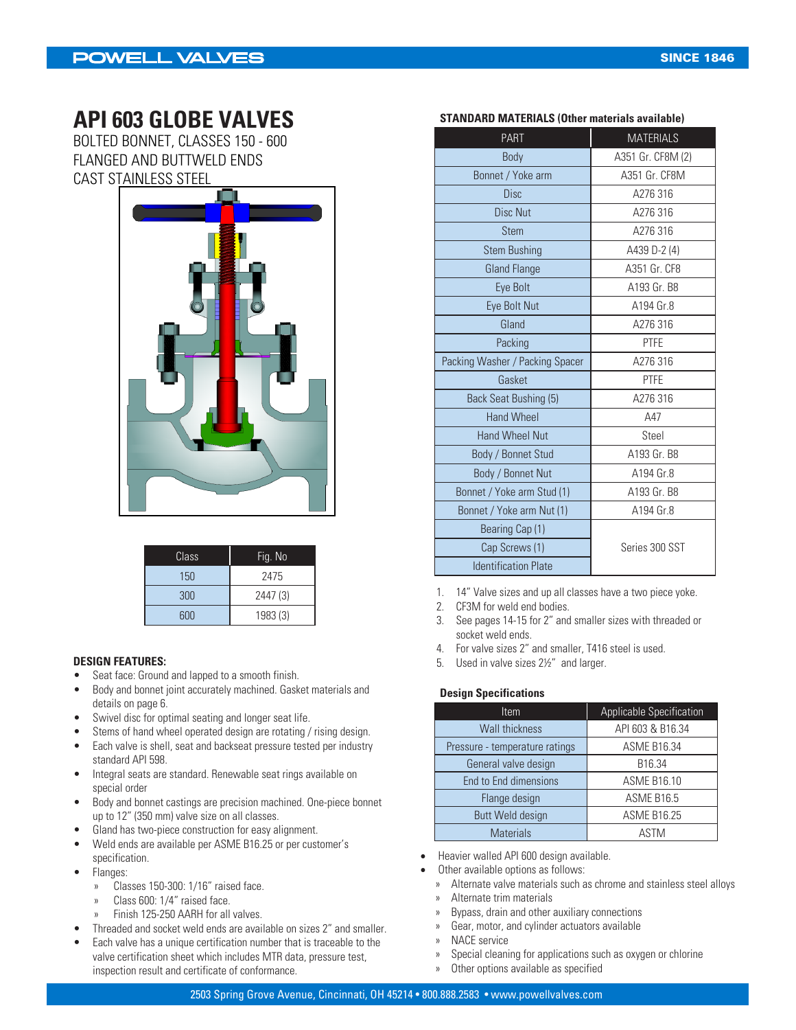# API 603 GLOBE VALVES

BOLTED BONNET, CLASSES 150 - 600
FLANGED AND BUTTWELD ENDS
CAST STAINLESS STEEL

| Class | Fig. No |
|---|---|
| 150 | 2475 |
| 300 | 2447 (3) |
| 600 | 1983 (3) |

### DESIGN FEATURES:

- Seat face: Ground and lapped to a smooth finish.
- Body and bonnet joint accurately machined. Gasket materials and details on page 6.
- Swivel disc for optimal seating and longer seat life.
- Stems of hand wheel operated design are rotating / rising design.
- Each valve is shell, seat and backseat pressure tested per industry standard API 598.
- Integral seats are standard. Renewable seat rings available on special order
- Body and bonnet castings are precision machined. One-piece bonnet up to 12" (350 mm) valve size on all classes.
- Gland has two-piece construction for easy alignment.
- Weld ends are available per ASME B16.25 or per customer's specification.
- Flanges:
  - Classes 150-300: 1/16" raised face.
  - Class 600: 1/4" raised face.
  - Finish 125-250 AARH for all valves.
- Threaded and socket weld ends are available on sizes 2" and smaller.
- Each valve has a unique certification number that is traceable to the valve certification sheet which includes MTR data, pressure test, inspection result and certificate of conformance.

### STANDARD MATERIALS (Other materials available)

| PART | MATERIALS |
|---|---|
| Body | A351 Gr. CF8M (2) |
| Bonnet / Yoke arm | A351 Gr. CF8M |
| Disc | A276 316 |
| Disc Nut | A276 316 |
| Stem | A276 316 |
| Stem Bushing | A439 D-2 (4) |
| Gland Flange | A351 Gr. CF8 |
| Eye Bolt | A193 Gr. B8 |
| Eye Bolt Nut | A194 Gr.8 |
| Gland | A276 316 |
| Packing | PTFE |
| Packing Washer / Packing Spacer | A276 316 |
| Gasket | PTFE |
| Back Seat Bushing (5) | A276 316 |
| Hand Wheel | A47 |
| Hand Wheel Nut | Steel |
| Body / Bonnet Stud | A193 Gr. B8 |
| Body / Bonnet Nut | A194 Gr.8 |
| Bonnet / Yoke arm Stud (1) | A193 Gr. B8 |
| Bonnet / Yoke arm Nut (1) | A194 Gr.8 |
| Bearing Cap (1) | Series 300 SST |
| Cap Screws (1) | Series 300 SST |
| Identification Plate | Series 300 SST |

1. 14" Valve sizes and up all classes have a two piece yoke.
2. CF3M for weld end bodies.
3. See pages 14-15 for 2" and smaller sizes with threaded or socket weld ends.
4. For valve sizes 2" and smaller, T416 steel is used.
5. Used in valve sizes 2½" and larger.

### Design Specifications

| Item | Applicable Specification |
|---|---|
| Wall thickness | API 603 & B16.34 |
| Pressure - temperature ratings | ASME B16.34 |
| General valve design | B16.34 |
| End to End dimensions | ASME B16.10 |
| Flange design | ASME B16.5 |
| Butt Weld design | ASME B16.25 |
| Materials | ASTM |

- Heavier walled API 600 design available.
- Other available options as follows:
  - Alternate valve materials such as chrome and stainless steel alloys
  - Alternate trim materials
  - Bypass, drain and other auxiliary connections
  - Gear, motor, and cylinder actuators available
  - NACE service
  - Special cleaning for applications such as oxygen or chlorine
  - Other options available as specified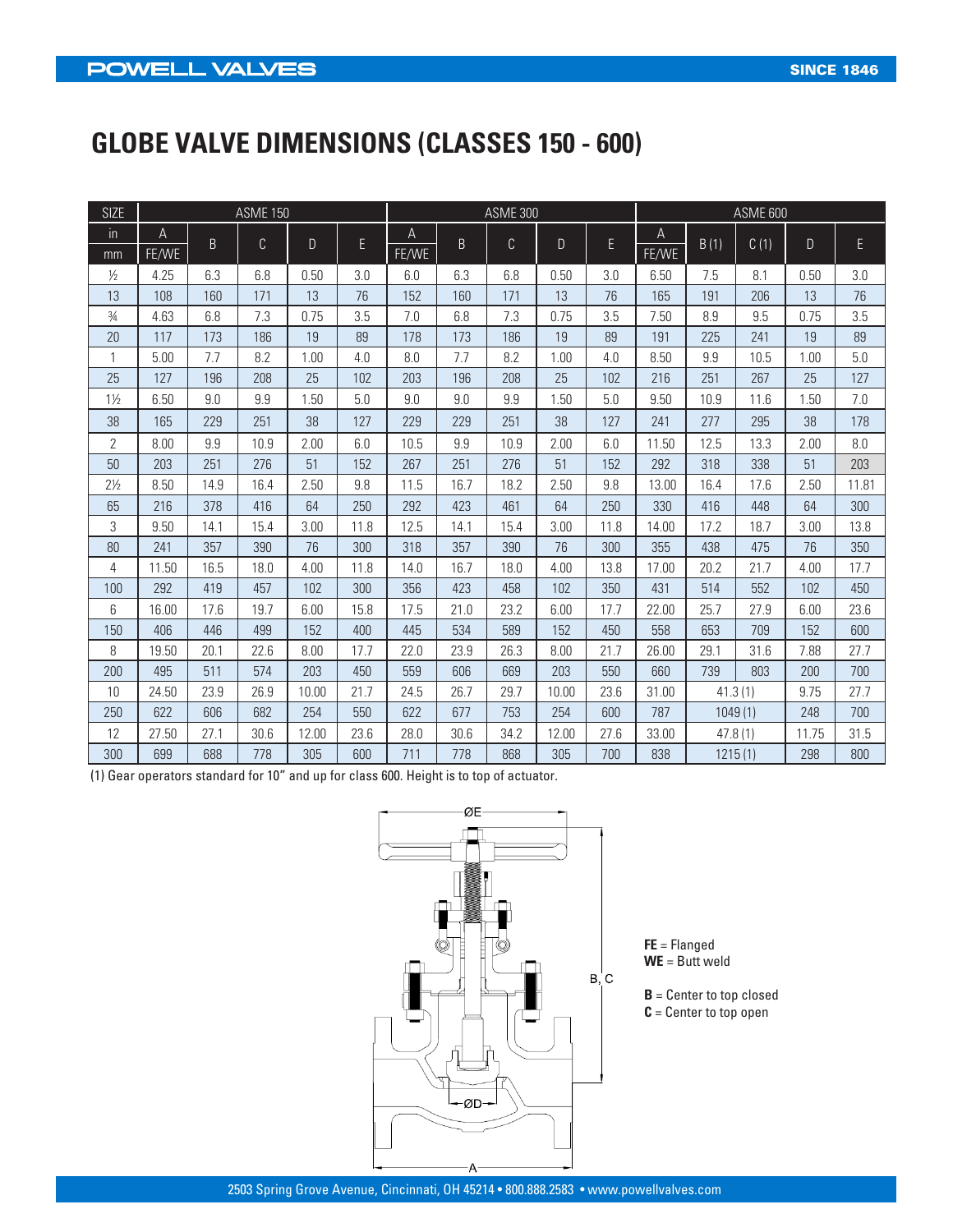# GLOBE VALVE DIMENSIONS (CLASSES 150 - 600)

| SIZE | ASME 150 | | | | | ASME 300 | | | | | ASME 600 | | | | |
|---|---|---|---|---|---|---|---|---|---|---|---|---|---|---|---|
| in / mm | A FE/WE | B | C | D | E | A FE/WE | B | C | D | E | A FE/WE | B (1) | C (1) | D | E |
| ½ | 4.25 | 6.3 | 6.8 | 0.50 | 3.0 | 6.0 | 6.3 | 6.8 | 0.50 | 3.0 | 6.50 | 7.5 | 8.1 | 0.50 | 3.0 |
| 13 | 108 | 160 | 171 | 13 | 76 | 152 | 160 | 171 | 13 | 76 | 165 | 191 | 206 | 13 | 76 |
| ¾ | 4.63 | 6.8 | 7.3 | 0.75 | 3.5 | 7.0 | 6.8 | 7.3 | 0.75 | 3.5 | 7.50 | 8.9 | 9.5 | 0.75 | 3.5 |
| 20 | 117 | 173 | 186 | 19 | 89 | 178 | 173 | 186 | 19 | 89 | 191 | 225 | 241 | 19 | 89 |
| 1 | 5.00 | 7.7 | 8.2 | 1.00 | 4.0 | 8.0 | 7.7 | 8.2 | 1.00 | 4.0 | 8.50 | 9.9 | 10.5 | 1.00 | 5.0 |
| 25 | 127 | 196 | 208 | 25 | 102 | 203 | 196 | 208 | 25 | 102 | 216 | 251 | 267 | 25 | 127 |
| 1½ | 6.50 | 9.0 | 9.9 | 1.50 | 5.0 | 9.0 | 9.0 | 9.9 | 1.50 | 5.0 | 9.50 | 10.9 | 11.6 | 1.50 | 7.0 |
| 38 | 165 | 229 | 251 | 38 | 127 | 229 | 229 | 251 | 38 | 127 | 241 | 277 | 295 | 38 | 178 |
| 2 | 8.00 | 9.9 | 10.9 | 2.00 | 6.0 | 10.5 | 9.9 | 10.9 | 2.00 | 6.0 | 11.50 | 12.5 | 13.3 | 2.00 | 8.0 |
| 50 | 203 | 251 | 276 | 51 | 152 | 267 | 251 | 276 | 51 | 152 | 292 | 318 | 338 | 51 | 203 |
| 2½ | 8.50 | 14.9 | 16.4 | 2.50 | 9.8 | 11.5 | 16.7 | 18.2 | 2.50 | 9.8 | 13.00 | 16.4 | 17.6 | 2.50 | 11.81 |
| 65 | 216 | 378 | 416 | 64 | 250 | 292 | 423 | 461 | 64 | 250 | 330 | 416 | 448 | 64 | 300 |
| 3 | 9.50 | 14.1 | 15.4 | 3.00 | 11.8 | 12.5 | 14.1 | 15.4 | 3.00 | 11.8 | 14.00 | 17.2 | 18.7 | 3.00 | 13.8 |
| 80 | 241 | 357 | 390 | 76 | 300 | 318 | 357 | 390 | 76 | 300 | 355 | 438 | 475 | 76 | 350 |
| 4 | 11.50 | 16.5 | 18.0 | 4.00 | 11.8 | 14.0 | 16.7 | 18.0 | 4.00 | 13.8 | 17.00 | 20.2 | 21.7 | 4.00 | 17.7 |
| 100 | 292 | 419 | 457 | 102 | 300 | 356 | 423 | 458 | 102 | 350 | 431 | 514 | 552 | 102 | 450 |
| 6 | 16.00 | 17.6 | 19.7 | 6.00 | 15.8 | 17.5 | 21.0 | 23.2 | 6.00 | 17.7 | 22.00 | 25.7 | 27.9 | 6.00 | 23.6 |
| 150 | 406 | 446 | 499 | 152 | 400 | 445 | 534 | 589 | 152 | 450 | 558 | 653 | 709 | 152 | 600 |
| 8 | 19.50 | 20.1 | 22.6 | 8.00 | 17.7 | 22.0 | 23.9 | 26.3 | 8.00 | 21.7 | 26.00 | 29.1 | 31.6 | 7.88 | 27.7 |
| 200 | 495 | 511 | 574 | 203 | 450 | 559 | 606 | 669 | 203 | 550 | 660 | 739 | 803 | 200 | 700 |
| 10 | 24.50 | 23.9 | 26.9 | 10.00 | 21.7 | 24.5 | 26.7 | 29.7 | 10.00 | 23.6 | 31.00 | 41.3 (1) | | 9.75 | 27.7 |
| 250 | 622 | 606 | 682 | 254 | 550 | 622 | 677 | 753 | 254 | 600 | 787 | 1049 (1) | | 248 | 700 |
| 12 | 27.50 | 27.1 | 30.6 | 12.00 | 23.6 | 28.0 | 30.6 | 34.2 | 12.00 | 27.6 | 33.00 | 47.8 (1) | | 11.75 | 31.5 |
| 300 | 699 | 688 | 778 | 305 | 600 | 711 | 778 | 868 | 305 | 700 | 838 | 1215 (1) | | 298 | 800 |

(1) Gear operators standard for 10" and up for class 600. Height is to top of actuator.

ØE

B, C

ØD

A

**FE** = Flanged
**WE** = Butt weld

**B** = Center to top closed
**C** = Center to top open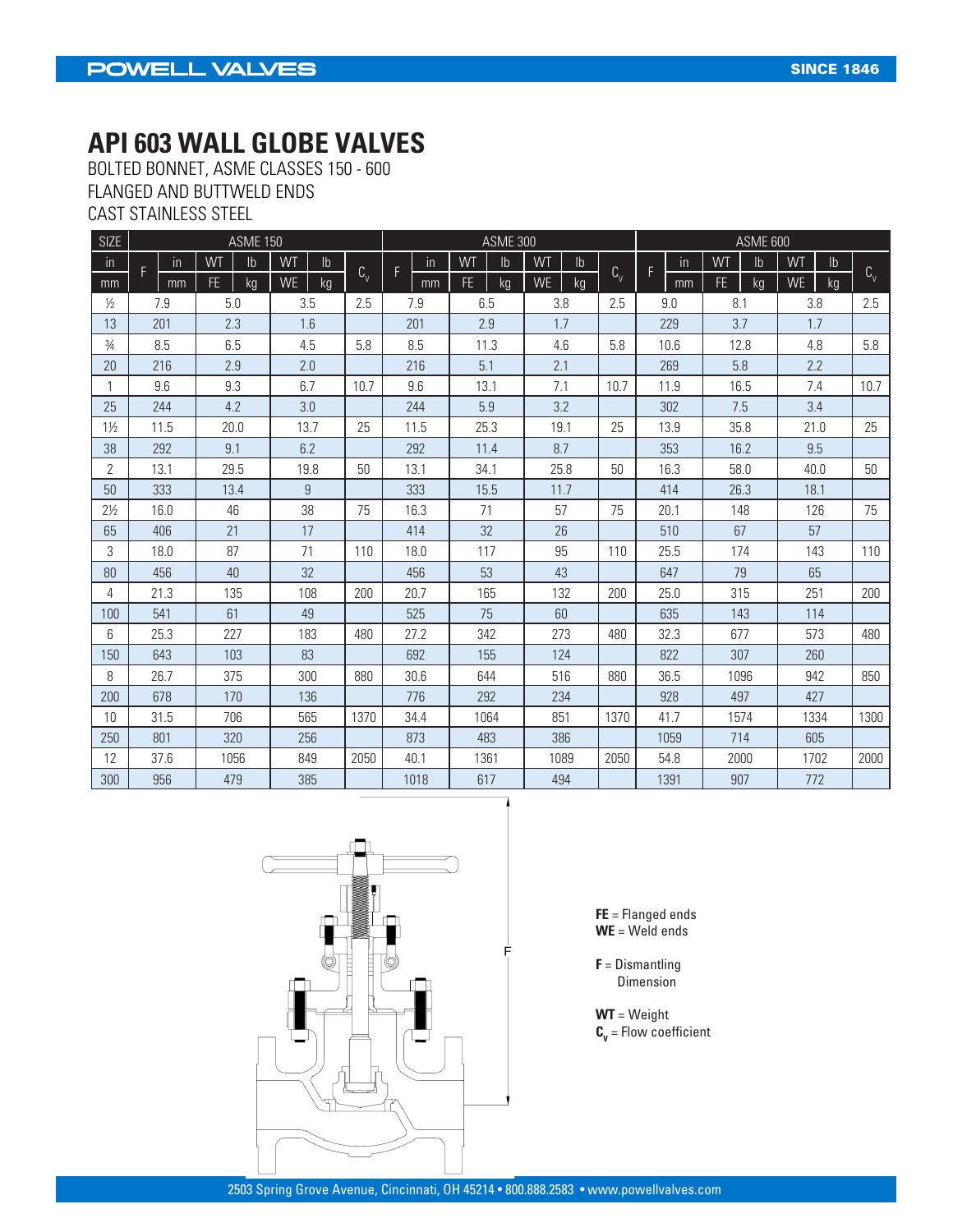# API 603 WALL GLOBE VALVES

BOLTED BONNET, ASME CLASSES 150 - 600
FLANGED AND BUTTWELD ENDS
CAST STAINLESS STEEL

| SIZE | ASME 150 | | | | ASME 300 | | | | ASME 600 | | | |
|---|---|---|---|---|---|---|---|---|---|---|---|---|
| in / mm | F in / mm | WT FE lb / kg | WT WE lb / kg | $C_v$ | F in / mm | WT FE lb / kg | WT WE lb / kg | $C_v$ | F in / mm | WT FE lb / kg | WT WE lb / kg | $C_v$ |
| ½ | 7.9 | 5.0 | 3.5 | 2.5 | 7.9 | 6.5 | 3.8 | 2.5 | 9.0 | 8.1 | 3.8 | 2.5 |
| 13 | 201 | 2.3 | 1.6 | | 201 | 2.9 | 1.7 | | 229 | 3.7 | 1.7 | |
| ¾ | 8.5 | 6.5 | 4.5 | 5.8 | 8.5 | 11.3 | 4.6 | 5.8 | 10.6 | 12.8 | 4.8 | 5.8 |
| 20 | 216 | 2.9 | 2.0 | | 216 | 5.1 | 2.1 | | 269 | 5.8 | 2.2 | |
| 1 | 9.6 | 9.3 | 6.7 | 10.7 | 9.6 | 13.1 | 7.1 | 10.7 | 11.9 | 16.5 | 7.4 | 10.7 |
| 25 | 244 | 4.2 | 3.0 | | 244 | 5.9 | 3.2 | | 302 | 7.5 | 3.4 | |
| 1½ | 11.5 | 20.0 | 13.7 | 25 | 11.5 | 25.3 | 19.1 | 25 | 13.9 | 35.8 | 21.0 | 25 |
| 38 | 292 | 9.1 | 6.2 | | 292 | 11.4 | 8.7 | | 353 | 16.2 | 9.5 | |
| 2 | 13.1 | 29.5 | 19.8 | 50 | 13.1 | 34.1 | 25.8 | 50 | 16.3 | 58.0 | 40.0 | 50 |
| 50 | 333 | 13.4 | 9 | | 333 | 15.5 | 11.7 | | 414 | 26.3 | 18.1 | |
| 2½ | 16.0 | 46 | 38 | 75 | 16.3 | 71 | 57 | 75 | 20.1 | 148 | 126 | 75 |
| 65 | 406 | 21 | 17 | | 414 | 32 | 26 | | 510 | 67 | 57 | |
| 3 | 18.0 | 87 | 71 | 110 | 18.0 | 117 | 95 | 110 | 25.5 | 174 | 143 | 110 |
| 80 | 456 | 40 | 32 | | 456 | 53 | 43 | | 647 | 79 | 65 | |
| 4 | 21.3 | 135 | 108 | 200 | 20.7 | 165 | 132 | 200 | 25.0 | 315 | 251 | 200 |
| 100 | 541 | 61 | 49 | | 525 | 75 | 60 | | 635 | 143 | 114 | |
| 6 | 25.3 | 227 | 183 | 480 | 27.2 | 342 | 273 | 480 | 32.3 | 677 | 573 | 480 |
| 150 | 643 | 103 | 83 | | 692 | 155 | 124 | | 822 | 307 | 260 | |
| 8 | 26.7 | 375 | 300 | 880 | 30.6 | 644 | 516 | 880 | 36.5 | 1096 | 942 | 850 |
| 200 | 678 | 170 | 136 | | 776 | 292 | 234 | | 928 | 497 | 427 | |
| 10 | 31.5 | 706 | 565 | 1370 | 34.4 | 1064 | 851 | 1370 | 41.7 | 1574 | 1334 | 1300 |
| 250 | 801 | 320 | 256 | | 873 | 483 | 386 | | 1059 | 714 | 605 | |
| 12 | 37.6 | 1056 | 849 | 2050 | 40.1 | 1361 | 1089 | 2050 | 54.8 | 2000 | 1702 | 2000 |
| 300 | 956 | 479 | 385 | | 1018 | 617 | 494 | | 1391 | 907 | 772 | |

F

**FE** = Flanged ends
**WE** = Weld ends

**F** = Dismantling Dimension

**WT** = Weight
**$C_v$** = Flow coefficient